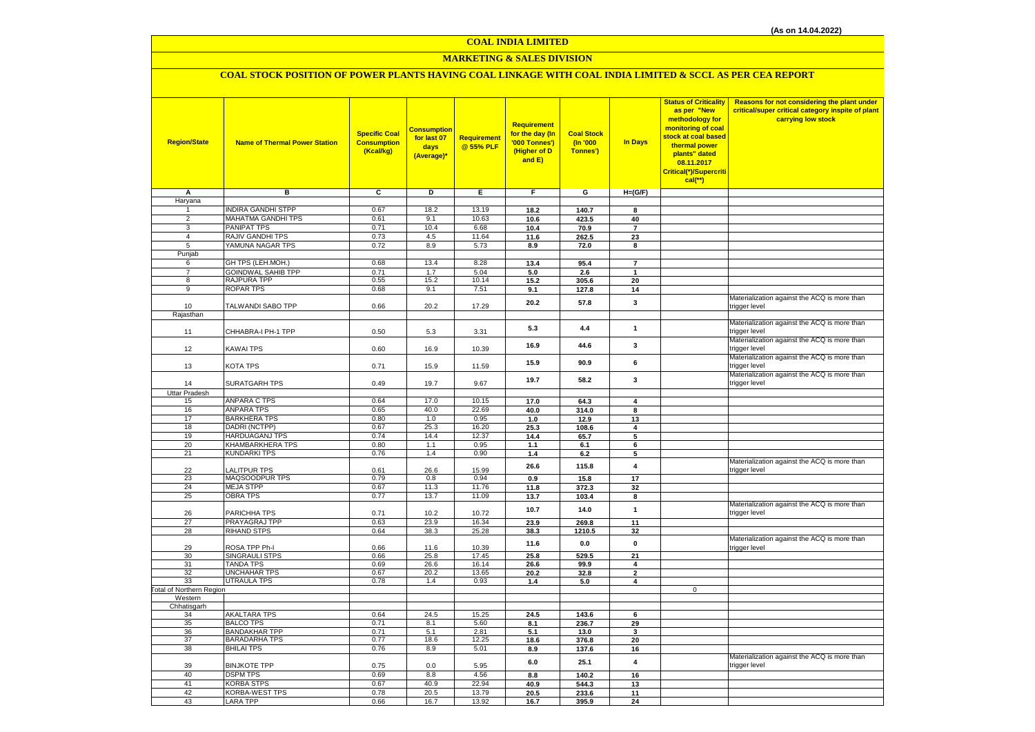(As on 14.04.2022)

# COAL INDIA LIMITED

## MARKETING & SALES DIVISION

### COAL STOCK POSITION OF POWER PLANTS HAVING COAL LINKAGE WITH COAL INDIA LIMITED & SCCL AS PER CEA REPORT

| Region/State | Name of Thermal Power Station | Specific Coal Consumption (Kcal/kg) | Consumption for last 07 days (Average)* | Requirement @ 55% PLF | Requirement for the day (In '000 Tonnes') (Higher of D and E) | Coal Stock (In '000 Tonnes') | In Days | Status of Criticality as per "New methodology for monitoring of coal stock at coal based thermal power plants" dated 08.11.2017 Critical(*)/Supercritical(**) | Reasons for not considering the plant under critical/super critical category inspite of plant carrying low stock |
|---|---|---|---|---|---|---|---|---|---|
| A | B | C | D | E | F | G | H=(G/F) | | |
| Haryana | | | | | | | | | |
| 1 | INDIRA GANDHI STPP | 0.67 | 18.2 | 13.19 | 18.2 | 140.7 | 8 | | |
| 2 | MAHATMA GANDHI TPS | 0.61 | 9.1 | 10.63 | 10.6 | 423.5 | 40 | | |
| 3 | PANIPAT TPS | 0.71 | 10.4 | 6.68 | 10.4 | 70.9 | 7 | | |
| 4 | RAJIV GANDHI TPS | 0.73 | 4.5 | 11.64 | 11.6 | 262.5 | 23 | | |
| 5 | YAMUNA NAGAR TPS | 0.72 | 8.9 | 5.73 | 8.9 | 72.0 | 8 | | |
| Punjab | | | | | | | | | |
| 6 | GH TPS (LEH.MOH.) | 0.68 | 13.4 | 8.28 | 13.4 | 95.4 | 7 | | |
| 7 | GOINDWAL SAHIB TPP | 0.71 | 1.7 | 5.04 | 5.0 | 2.6 | 1 | | |
| 8 | RAJPURA TPP | 0.55 | 15.2 | 10.14 | 15.2 | 305.6 | 20 | | |
| 9 | ROPAR TPS | 0.68 | 9.1 | 7.51 | 9.1 | 127.8 | 14 | | |
| 10 | TALWANDI SABO TPP | 0.66 | 20.2 | 17.29 | 20.2 | 57.8 | 3 | | Materialization against the ACQ is more than trigger level |
| Rajasthan | | | | | | | | | |
| 11 | CHHABRA-I PH-1 TPP | 0.50 | 5.3 | 3.31 | 5.3 | 4.4 | 1 | | Materialization against the ACQ is more than trigger level |
| 12 | KAWAI TPS | 0.60 | 16.9 | 10.39 | 16.9 | 44.6 | 3 | | Materialization against the ACQ is more than trigger level |
| 13 | KOTA TPS | 0.71 | 15.9 | 11.59 | 15.9 | 90.9 | 6 | | Materialization against the ACQ is more than trigger level |
| 14 | SURATGARH TPS | 0.49 | 19.7 | 9.67 | 19.7 | 58.2 | 3 | | Materialization against the ACQ is more than trigger level |
| Uttar Pradesh | | | | | | | | | |
| 15 | ANPARA C TPS | 0.64 | 17.0 | 10.15 | 17.0 | 64.3 | 4 | | |
| 16 | ANPARA TPS | 0.65 | 40.0 | 22.69 | 40.0 | 314.0 | 8 | | |
| 17 | BARKHERA TPS | 0.80 | 1.0 | 0.95 | 1.0 | 12.9 | 13 | | |
| 18 | DADRI (NCTPP) | 0.67 | 25.3 | 16.20 | 25.3 | 108.6 | 4 | | |
| 19 | HARDUAGANJ TPS | 0.74 | 14.4 | 12.37 | 14.4 | 65.7 | 5 | | |
| 20 | KHAMBARKHERA TPS | 0.80 | 1.1 | 0.95 | 1.1 | 6.1 | 6 | | |
| 21 | KUNDARKI TPS | 0.76 | 1.4 | 0.90 | 1.4 | 6.2 | 5 | | |
| 22 | LALITPUR TPS | 0.61 | 26.6 | 15.99 | 26.6 | 115.8 | 4 | | Materialization against the ACQ is more than trigger level |
| 23 | MAQSOODPUR TPS | 0.79 | 0.8 | 0.94 | 0.9 | 15.8 | 17 | | |
| 24 | MEJA STPP | 0.67 | 11.3 | 11.76 | 11.8 | 372.3 | 32 | | |
| 25 | OBRA TPS | 0.77 | 13.7 | 11.09 | 13.7 | 103.4 | 8 | | |
| 26 | PARICHHA TPS | 0.71 | 10.2 | 10.72 | 10.7 | 14.0 | 1 | | Materialization against the ACQ is more than trigger level |
| 27 | PRAYAGRAJ TPP | 0.63 | 23.9 | 16.34 | 23.9 | 269.8 | 11 | | |
| 28 | RIHAND STPS | 0.64 | 38.3 | 25.28 | 38.3 | 1210.5 | 32 | | |
| 29 | ROSA TPP Ph-I | 0.66 | 11.6 | 10.39 | 11.6 | 0.0 | 0 | | Materialization against the ACQ is more than trigger level |
| 30 | SINGRAULI STPS | 0.66 | 25.8 | 17.45 | 25.8 | 529.5 | 21 | | |
| 31 | TANDA TPS | 0.69 | 26.6 | 16.14 | 26.6 | 99.9 | 4 | | |
| 32 | UNCHAHAR TPS | 0.67 | 20.2 | 13.65 | 20.2 | 32.8 | 2 | | |
| 33 | UTRAULA TPS | 0.78 | 1.4 | 0.93 | 1.4 | 5.0 | 4 | | |
| Total of Northern Region | | | | | | | | 0 | |
| Western | | | | | | | | | |
| Chhatisgarh | | | | | | | | | |
| 34 | AKALTARA TPS | 0.64 | 24.5 | 15.25 | 24.5 | 143.6 | 6 | | |
| 35 | BALCO TPS | 0.71 | 8.1 | 5.60 | 8.1 | 236.7 | 29 | | |
| 36 | BANDAKHAR TPP | 0.71 | 5.1 | 2.81 | 5.1 | 13.0 | 3 | | |
| 37 | BARADARHA TPS | 0.77 | 18.6 | 12.25 | 18.6 | 376.8 | 20 | | |
| 38 | BHILAI TPS | 0.76 | 8.9 | 5.01 | 8.9 | 137.6 | 16 | | |
| 39 | BINJKOTE TPP | 0.75 | 0.0 | 5.95 | 6.0 | 25.1 | 4 | | Materialization against the ACQ is more than trigger level |
| 40 | DSPM TPS | 0.69 | 8.8 | 4.56 | 8.8 | 140.2 | 16 | | |
| 41 | KORBA STPS | 0.67 | 40.9 | 22.94 | 40.9 | 544.3 | 13 | | |
| 42 | KORBA-WEST TPS | 0.78 | 20.5 | 13.79 | 20.5 | 233.6 | 11 | | |
| 43 | LARA TPP | 0.66 | 16.7 | 13.92 | 16.7 | 395.9 | 24 | | |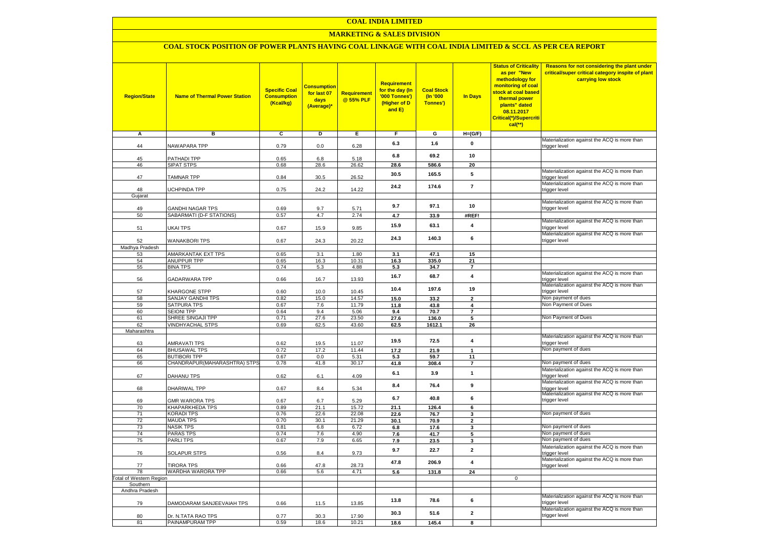# COAL INDIA LIMITED

## MARKETING & SALES DIVISION

### COAL STOCK POSITION OF POWER PLANTS HAVING COAL LINKAGE WITH COAL INDIA LIMITED & SCCL AS PER CEA REPORT

| Region/State | Name of Thermal Power Station | Specific Coal Consumption (Kcal/kg) | Consumption for last 07 days (Average)* | Requirement @ 55% PLF | Requirement for the day (In '000 Tonnes') (Higher of D and E) | Coal Stock (In '000 Tonnes') | In Days | Status of Criticality as per "New methodology for monitoring of coal stock at coal based thermal power plants" dated 08.11.2017 Critical(*)/Supercritical(**) | Reasons for not considering the plant under critical/super critical category inspite of plant carrying low stock |
|---|---|---|---|---|---|---|---|---|---|
| A | B | C | D | E | F | G | H=(G/F) | | |
| 44 | NAWAPARA TPP | 0.79 | 0.0 | 6.28 | 6.3 | 1.6 | 0 | | Materialization against the ACQ is more than trigger level |
| 45 | PATHADI TPP | 0.65 | 6.8 | 5.18 | 6.8 | 69.2 | 10 | | |
| 46 | SIPAT STPS | 0.68 | 28.6 | 26.62 | 28.6 | 586.6 | 20 | | |
| 47 | TAMNAR TPP | 0.84 | 30.5 | 26.52 | 30.5 | 165.5 | 5 | | Materialization against the ACQ is more than trigger level |
| 48 | UCHPINDA TPP | 0.75 | 24.2 | 14.22 | 24.2 | 174.6 | 7 | | Materialization against the ACQ is more than trigger level |
| Gujarat | | | | | | | | | |
| 49 | GANDHI NAGAR TPS | 0.69 | 9.7 | 5.71 | 9.7 | 97.1 | 10 | | Materialization against the ACQ is more than trigger level |
| 50 | SABARMATI (D-F STATIONS) | 0.57 | 4.7 | 2.74 | 4.7 | 33.9 | #REF! | | |
| 51 | UKAI TPS | 0.67 | 15.9 | 9.85 | 15.9 | 63.1 | 4 | | Materialization against the ACQ is more than trigger level |
| 52 | WANAKBORI TPS | 0.67 | 24.3 | 20.22 | 24.3 | 140.3 | 6 | | Materialization against the ACQ is more than trigger level |
| Madhya Pradesh | | | | | | | | | |
| 53 | AMARKANTAK EXT TPS | 0.65 | 3.1 | 1.80 | 3.1 | 47.1 | 15 | | |
| 54 | ANUPPUR TPP | 0.65 | 16.3 | 10.31 | 16.3 | 335.0 | 21 | | |
| 55 | BINA TPS | 0.74 | 5.3 | 4.88 | 5.3 | 34.7 | 7 | | |
| 56 | GADARWARA TPP | 0.66 | 16.7 | 13.93 | 16.7 | 68.7 | 4 | | Materialization against the ACQ is more than trigger level |
| 57 | KHARGONE STPP | 0.60 | 10.0 | 10.45 | 10.4 | 197.6 | 19 | | Materialization against the ACQ is more than trigger level |
| 58 | SANJAY GANDHI TPS | 0.82 | 15.0 | 14.57 | 15.0 | 33.2 | 2 | | Non payment of dues |
| 59 | SATPURA TPS | 0.67 | 7.6 | 11.79 | 11.8 | 43.8 | 4 | | Non Payment of Dues |
| 60 | SEIONI TPP | 0.64 | 9.4 | 5.06 | 9.4 | 70.7 | 7 | | |
| 61 | SHREE SINGAJI TPP | 0.71 | 27.6 | 23.50 | 27.6 | 136.0 | 5 | | Non Payment of Dues |
| 62 | VINDHYACHAL STPS | 0.69 | 62.5 | 43.60 | 62.5 | 1612.1 | 26 | | |
| Maharashtra | | | | | | | | | |
| 63 | AMRAVATI TPS | 0.62 | 19.5 | 11.07 | 19.5 | 72.5 | 4 | | Materialization against the ACQ is more than trigger level |
| 64 | BHUSAWAL TPS | 0.72 | 17.2 | 11.44 | 17.2 | 21.9 | 1 | | Non payment of dues |
| 65 | BUTIBORI TPP | 0.67 | 0.0 | 5.31 | 5.3 | 59.7 | 11 | | |
| 66 | CHANDRAPUR(MAHARASHTRA) STPS | 0.78 | 41.8 | 30.17 | 41.8 | 308.4 | 7 | | Non payment of dues |
| 67 | DAHANU TPS | 0.62 | 6.1 | 4.09 | 6.1 | 3.9 | 1 | | Materialization against the ACQ is more than trigger level |
| 68 | DHARIWAL TPP | 0.67 | 8.4 | 5.34 | 8.4 | 76.4 | 9 | | Materialization against the ACQ is more than trigger level |
| 69 | GMR WARORA TPS | 0.67 | 6.7 | 5.29 | 6.7 | 40.8 | 6 | | Materialization against the ACQ is more than trigger level |
| 70 | KHAPARKHEDA TPS | 0.89 | 21.1 | 15.72 | 21.1 | 126.4 | 6 | | |
| 71 | KORADI TPS | 0.76 | 22.6 | 22.08 | 22.6 | 76.7 | 3 | | Non payment of dues |
| 72 | MAUDA TPS | 0.70 | 30.1 | 21.29 | 30.1 | 70.9 | 2 | | |
| 73 | NASIK TPS | 0.81 | 6.8 | 6.72 | 6.8 | 17.6 | 3 | | Non payment of dues |
| 74 | PARAS TPS | 0.74 | 7.6 | 4.90 | 7.6 | 41.7 | 5 | | Non payment of dues |
| 75 | PARLI TPS | 0.67 | 7.9 | 6.65 | 7.9 | 23.5 | 3 | | Non payment of dues |
| 76 | SOLAPUR STPS | 0.56 | 8.4 | 9.73 | 9.7 | 22.7 | 2 | | Materialization against the ACQ is more than trigger level |
| 77 | TIRORA TPS | 0.66 | 47.8 | 28.73 | 47.8 | 206.9 | 4 | | Materialization against the ACQ is more than trigger level |
| 78 | WARDHA WARORA TPP | 0.66 | 5.6 | 4.71 | 5.6 | 131.8 | 24 | | |
| Total of Western Region | | | | | | | | 0 | |
| Southern | | | | | | | | | |
| Andhra Pradesh | | | | | | | | | |
| 79 | DAMODARAM SANJEEVAIAH TPS | 0.66 | 11.5 | 13.85 | 13.8 | 78.6 | 6 | | Materialization against the ACQ is more than trigger level |
| 80 | Dr. N.TATA RAO TPS | 0.77 | 30.3 | 17.90 | 30.3 | 51.6 | 2 | | Materialization against the ACQ is more than trigger level |
| 81 | PAINAMPURAM TPP | 0.59 | 18.6 | 10.21 | 18.6 | 145.4 | 8 | | |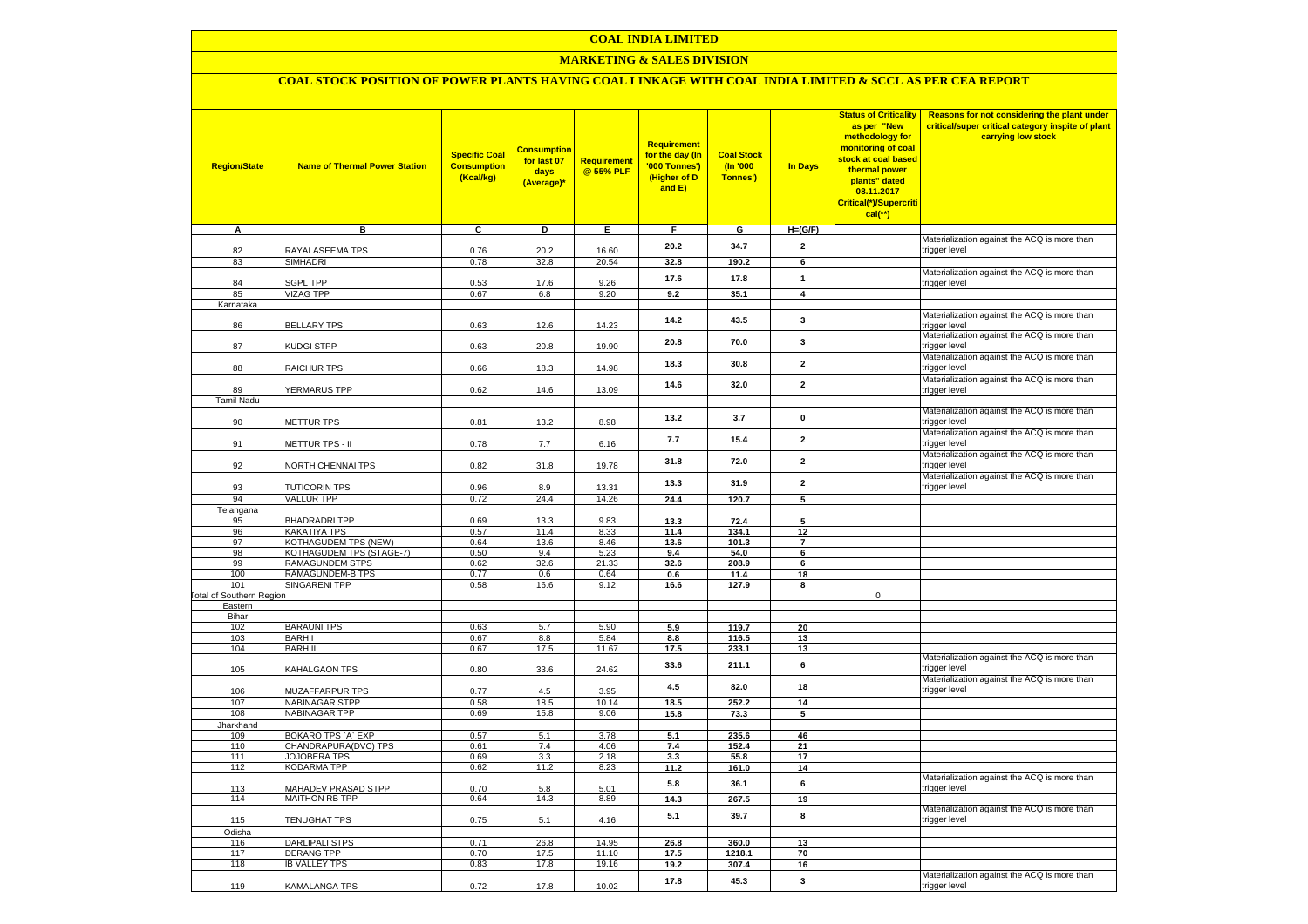# COAL INDIA LIMITED

## MARKETING & SALES DIVISION

### COAL STOCK POSITION OF POWER PLANTS HAVING COAL LINKAGE WITH COAL INDIA LIMITED & SCCL AS PER CEA REPORT

| Region/State | Name of Thermal Power Station | Specific Coal Consumption (Kcal/kg) | Consumption for last 07 days (Average)* | Requirement @ 55% PLF | Requirement for the day (In '000 Tonnes') (Higher of D and E) | Coal Stock (In '000 Tonnes') | In Days | Status of Criticality as per "New methodology for monitoring of coal stock at coal based thermal power plants" dated 08.11.2017 Critical(*)/Supercritical(**) | Reasons for not considering the plant under critical/super critical category inspite of plant carrying low stock |
|---|---|---|---|---|---|---|---|---|---|
| A | B | C | D | E | F | G | H=(G/F) | | |
| 82 | RAYALASEEMA TPS | 0.76 | 20.2 | 16.60 | 20.2 | 34.7 | 2 | | Materialization against the ACQ is more than trigger level |
| 83 | SIMHADRI | 0.78 | 32.8 | 20.54 | 32.8 | 190.2 | 6 | | |
| 84 | SGPL TPP | 0.53 | 17.6 | 9.26 | 17.6 | 17.8 | 1 | | Materialization against the ACQ is more than trigger level |
| 85 | VIZAG TPP | 0.67 | 6.8 | 9.20 | 9.2 | 35.1 | 4 | | |
| Karnataka | | | | | | | | | |
| 86 | BELLARY TPS | 0.63 | 12.6 | 14.23 | 14.2 | 43.5 | 3 | | Materialization against the ACQ is more than trigger level |
| 87 | KUDGI STPP | 0.63 | 20.8 | 19.90 | 20.8 | 70.0 | 3 | | Materialization against the ACQ is more than trigger level |
| 88 | RAICHUR TPS | 0.66 | 18.3 | 14.98 | 18.3 | 30.8 | 2 | | Materialization against the ACQ is more than trigger level |
| 89 | YERMARUS TPP | 0.62 | 14.6 | 13.09 | 14.6 | 32.0 | 2 | | Materialization against the ACQ is more than trigger level |
| Tamil Nadu | | | | | | | | | |
| 90 | METTUR TPS | 0.81 | 13.2 | 8.98 | 13.2 | 3.7 | 0 | | Materialization against the ACQ is more than trigger level |
| 91 | METTUR TPS - II | 0.78 | 7.7 | 6.16 | 7.7 | 15.4 | 2 | | Materialization against the ACQ is more than trigger level |
| 92 | NORTH CHENNAI TPS | 0.82 | 31.8 | 19.78 | 31.8 | 72.0 | 2 | | Materialization against the ACQ is more than trigger level |
| 93 | TUTICORIN TPS | 0.96 | 8.9 | 13.31 | 13.3 | 31.9 | 2 | | Materialization against the ACQ is more than trigger level |
| 94 | VALLUR TPP | 0.72 | 24.4 | 14.26 | 24.4 | 120.7 | 5 | | |
| Telangana | | | | | | | | | |
| 95 | BHADRADRI TPP | 0.69 | 13.3 | 9.83 | 13.3 | 72.4 | 5 | | |
| 96 | KAKATIYA TPS | 0.57 | 11.4 | 8.33 | 11.4 | 134.1 | 12 | | |
| 97 | KOTHAGUDEM TPS (NEW) | 0.64 | 13.6 | 8.46 | 13.6 | 101.3 | 7 | | |
| 98 | KOTHAGUDEM TPS (STAGE-7) | 0.50 | 9.4 | 5.23 | 9.4 | 54.0 | 6 | | |
| 99 | RAMAGUNDEM STPS | 0.62 | 32.6 | 21.33 | 32.6 | 208.9 | 6 | | |
| 100 | RAMAGUNDEM-B TPS | 0.77 | 0.6 | 0.64 | 0.6 | 11.4 | 18 | | |
| 101 | SINGARENI TPP | 0.58 | 16.6 | 9.12 | 16.6 | 127.9 | 8 | | |
| Total of Southern Region | | | | | | | | 0 | |
| Eastern | | | | | | | | | |
| Bihar | | | | | | | | | |
| 102 | BARAUNI TPS | 0.63 | 5.7 | 5.90 | 5.9 | 119.7 | 20 | | |
| 103 | BARH I | 0.67 | 8.8 | 5.84 | 8.8 | 116.5 | 13 | | |
| 104 | BARH II | 0.67 | 17.5 | 11.67 | 17.5 | 233.1 | 13 | | |
| 105 | KAHALGAON TPS | 0.80 | 33.6 | 24.62 | 33.6 | 211.1 | 6 | | Materialization against the ACQ is more than trigger level |
| 106 | MUZAFFARPUR TPS | 0.77 | 4.5 | 3.95 | 4.5 | 82.0 | 18 | | Materialization against the ACQ is more than trigger level |
| 107 | NABINAGAR STPP | 0.58 | 18.5 | 10.14 | 18.5 | 252.2 | 14 | | |
| 108 | NABINAGAR TPP | 0.69 | 15.8 | 9.06 | 15.8 | 73.3 | 5 | | |
| Jharkhand | | | | | | | | | |
| 109 | BOKARO TPS `A` EXP | 0.57 | 5.1 | 3.78 | 5.1 | 235.6 | 46 | | |
| 110 | CHANDRAPURA(DVC) TPS | 0.61 | 7.4 | 4.06 | 7.4 | 152.4 | 21 | | |
| 111 | JOJOBERA TPS | 0.69 | 3.3 | 2.18 | 3.3 | 55.8 | 17 | | |
| 112 | KODARMA TPP | 0.62 | 11.2 | 8.23 | 11.2 | 161.0 | 14 | | |
| 113 | MAHADEV PRASAD STPP | 0.70 | 5.8 | 5.01 | 5.8 | 36.1 | 6 | | Materialization against the ACQ is more than trigger level |
| 114 | MAITHON RB TPP | 0.64 | 14.3 | 8.89 | 14.3 | 267.5 | 19 | | |
| 115 | TENUGHAT TPS | 0.75 | 5.1 | 4.16 | 5.1 | 39.7 | 8 | | Materialization against the ACQ is more than trigger level |
| Odisha | | | | | | | | | |
| 116 | DARLIPALI STPS | 0.71 | 26.8 | 14.95 | 26.8 | 360.0 | 13 | | |
| 117 | DERANG TPP | 0.70 | 17.5 | 11.10 | 17.5 | 1218.1 | 70 | | |
| 118 | IB VALLEY TPS | 0.83 | 17.8 | 19.16 | 19.2 | 307.4 | 16 | | |
| 119 | KAMALANGA TPS | 0.72 | 17.8 | 10.02 | 17.8 | 45.3 | 3 | | Materialization against the ACQ is more than trigger level |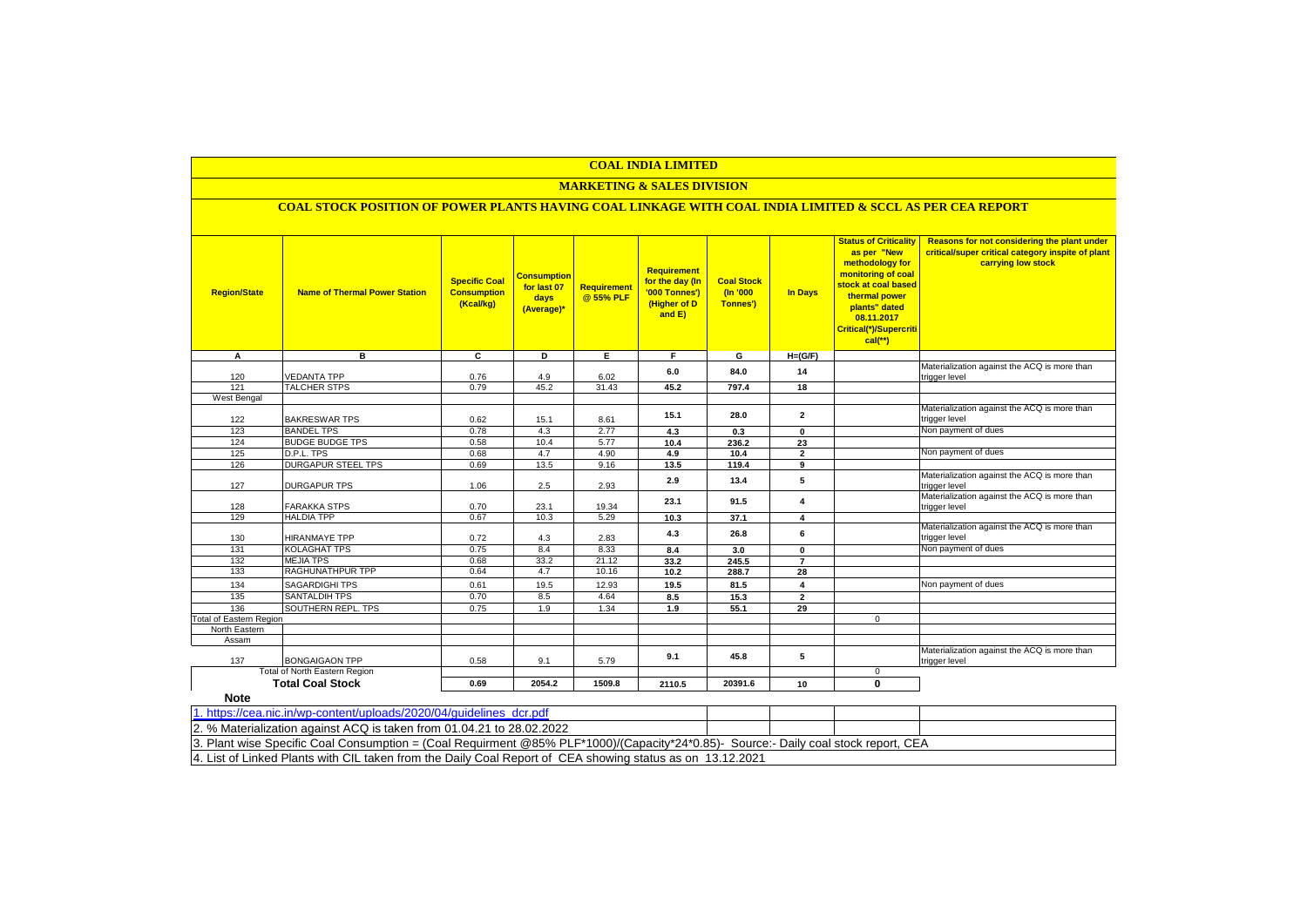# COAL INDIA LIMITED

## MARKETING & SALES DIVISION

### COAL STOCK POSITION OF POWER PLANTS HAVING COAL LINKAGE WITH COAL INDIA LIMITED & SCCL AS PER CEA REPORT

| Region/State | Name of Thermal Power Station | Specific Coal Consumption (Kcal/kg) | Consumption for last 07 days (Average)* | Requirement @ 55% PLF | Requirement for the day (In '000 Tonnes') (Higher of D and E) | Coal Stock (In '000 Tonnes') | In Days | Status of Criticality as per "New methodology for monitoring of coal stock at coal based thermal power plants" dated 08.11.2017 Critical(*)/Supercritical(**) | Reasons for not considering the plant under critical/super critical category inspite of plant carrying low stock |
|---|---|---|---|---|---|---|---|---|---|
| A | B | C | D | E | F | G | H=(G/F) | | |
| 120 | VEDANTA TPP | 0.76 | 4.9 | 6.02 | 6.0 | 84.0 | 14 | | Materialization against the ACQ is more than trigger level |
| 121 | TALCHER STPS | 0.79 | 45.2 | 31.43 | 45.2 | 797.4 | 18 | | |
| West Bengal | | | | | | | | | |
| 122 | BAKRESWAR TPS | 0.62 | 15.1 | 8.61 | 15.1 | 28.0 | 2 | | Materialization against the ACQ is more than trigger level |
| 123 | BANDEL TPS | 0.78 | 4.3 | 2.77 | 4.3 | 0.3 | 0 | | Non payment of dues |
| 124 | BUDGE BUDGE TPS | 0.58 | 10.4 | 5.77 | 10.4 | 236.2 | 23 | | |
| 125 | D.P.L. TPS | 0.68 | 4.7 | 4.90 | 4.9 | 10.4 | 2 | | Non payment of dues |
| 126 | DURGAPUR STEEL TPS | 0.69 | 13.5 | 9.16 | 13.5 | 119.4 | 9 | | |
| 127 | DURGAPUR TPS | 1.06 | 2.5 | 2.93 | 2.9 | 13.4 | 5 | | Materialization against the ACQ is more than trigger level |
| 128 | FARAKKA STPS | 0.70 | 23.1 | 19.34 | 23.1 | 91.5 | 4 | | Materialization against the ACQ is more than trigger level |
| 129 | HALDIA TPP | 0.67 | 10.3 | 5.29 | 10.3 | 37.1 | 4 | | |
| 130 | HIRANMAYE TPP | 0.72 | 4.3 | 2.83 | 4.3 | 26.8 | 6 | | Materialization against the ACQ is more than trigger level |
| 131 | KOLAGHAT TPS | 0.75 | 8.4 | 8.33 | 8.4 | 3.0 | 0 | | Non payment of dues |
| 132 | MEJIA TPS | 0.68 | 33.2 | 21.12 | 33.2 | 245.5 | 7 | | |
| 133 | RAGHUNATHPUR TPP | 0.64 | 4.7 | 10.16 | 10.2 | 288.7 | 28 | | |
| 134 | SAGARDIGHI TPS | 0.61 | 19.5 | 12.93 | 19.5 | 81.5 | 4 | | Non payment of dues |
| 135 | SANTALDIH TPS | 0.70 | 8.5 | 4.64 | 8.5 | 15.3 | 2 | | |
| 136 | SOUTHERN REPL. TPS | 0.75 | 1.9 | 1.34 | 1.9 | 55.1 | 29 | | |
| Total of Eastern Region | | | | | | | | 0 | |
| North Eastern | | | | | | | | | |
| Assam | | | | | | | | | |
| 137 | BONGAIGAON TPP | 0.58 | 9.1 | 5.79 | 9.1 | 45.8 | 5 | | Materialization against the ACQ is more than trigger level |
| Total of North Eastern Region | | | | | | | | 0 | |
| Total Coal Stock | | 0.69 | 2054.2 | 1509.8 | 2110.5 | 20391.6 | 10 | 0 | |

**Note**

1. https://cea.nic.in/wp-content/uploads/2020/04/guidelines_dcr.pdf
2. % Materialization against ACQ is taken from 01.04.21 to 28.02.2022
3. Plant wise Specific Coal Consumption = (Coal Requirment @85% PLF*1000)/(Capacity*24*0.85)- Source:- Daily coal stock report, CEA
4. List of Linked Plants with CIL taken from the Daily Coal Report of CEA showing status as on 13.12.2021